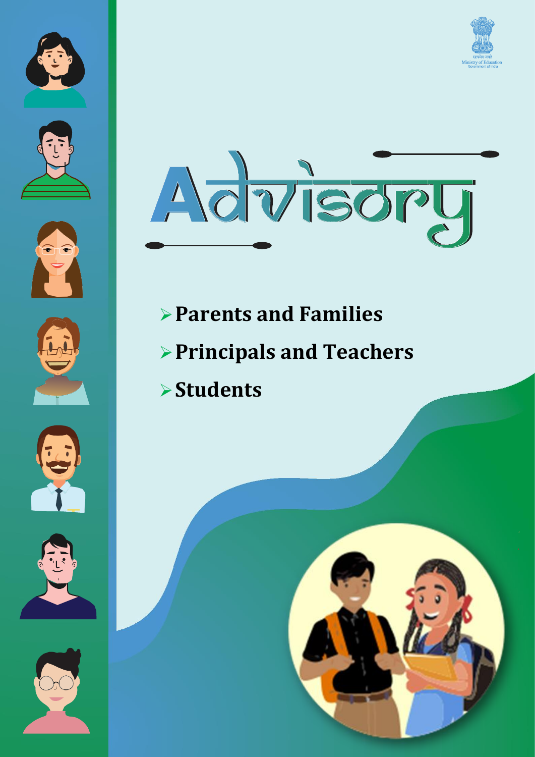Ministry of Education
Government of India

# Advisory

- **Parents and Families**
- **Principals and Teachers**
- **Students**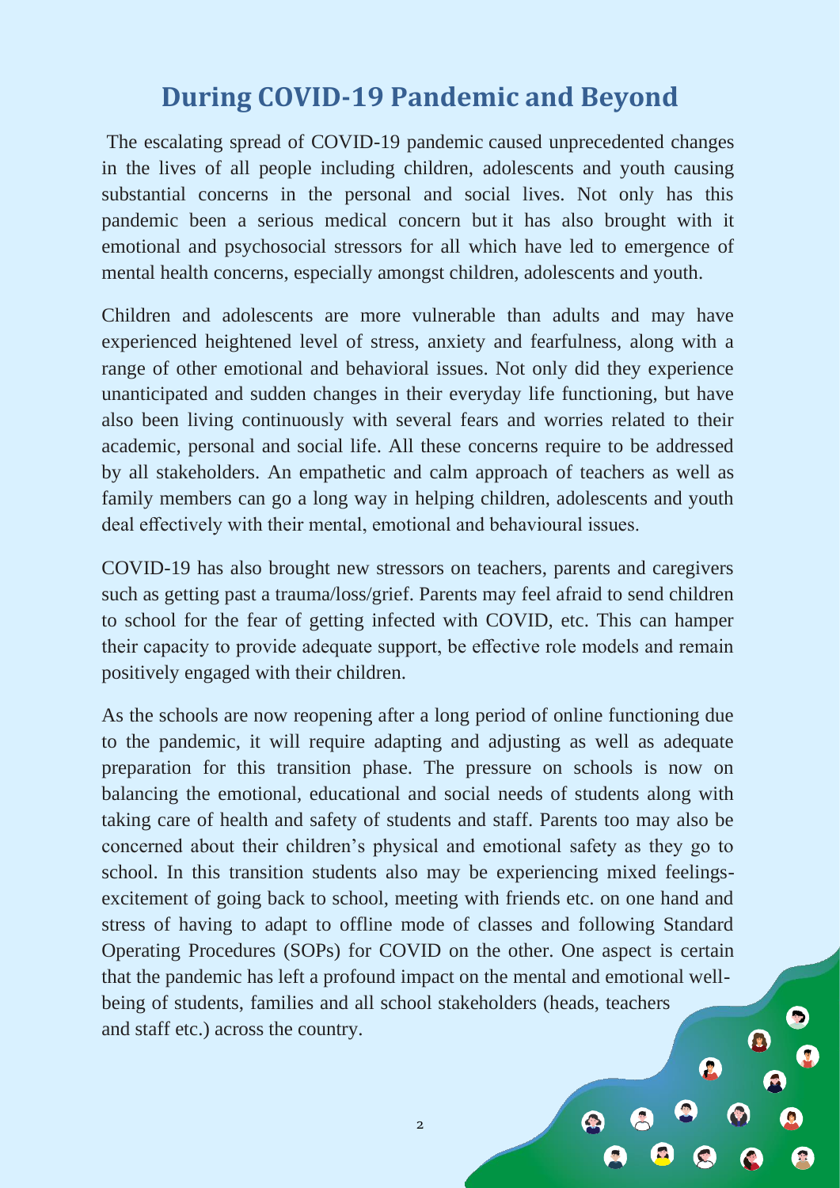# During COVID-19 Pandemic and Beyond

The escalating spread of COVID-19 pandemic caused unprecedented changes in the lives of all people including children, adolescents and youth causing substantial concerns in the personal and social lives. Not only has this pandemic been a serious medical concern but it has also brought with it emotional and psychosocial stressors for all which have led to emergence of mental health concerns, especially amongst children, adolescents and youth.

Children and adolescents are more vulnerable than adults and may have experienced heightened level of stress, anxiety and fearfulness, along with a range of other emotional and behavioral issues. Not only did they experience unanticipated and sudden changes in their everyday life functioning, but have also been living continuously with several fears and worries related to their academic, personal and social life. All these concerns require to be addressed by all stakeholders. An empathetic and calm approach of teachers as well as family members can go a long way in helping children, adolescents and youth deal effectively with their mental, emotional and behavioural issues.

COVID-19 has also brought new stressors on teachers, parents and caregivers such as getting past a trauma/loss/grief. Parents may feel afraid to send children to school for the fear of getting infected with COVID, etc. This can hamper their capacity to provide adequate support, be effective role models and remain positively engaged with their children.

As the schools are now reopening after a long period of online functioning due to the pandemic, it will require adapting and adjusting as well as adequate preparation for this transition phase. The pressure on schools is now on balancing the emotional, educational and social needs of students along with taking care of health and safety of students and staff. Parents too may also be concerned about their children's physical and emotional safety as they go to school. In this transition students also may be experiencing mixed feelings- excitement of going back to school, meeting with friends etc. on one hand and stress of having to adapt to offline mode of classes and following Standard Operating Procedures (SOPs) for COVID on the other. One aspect is certain that the pandemic has left a profound impact on the mental and emotional well-being of students, families and all school stakeholders (heads, teachers and staff etc.) across the country.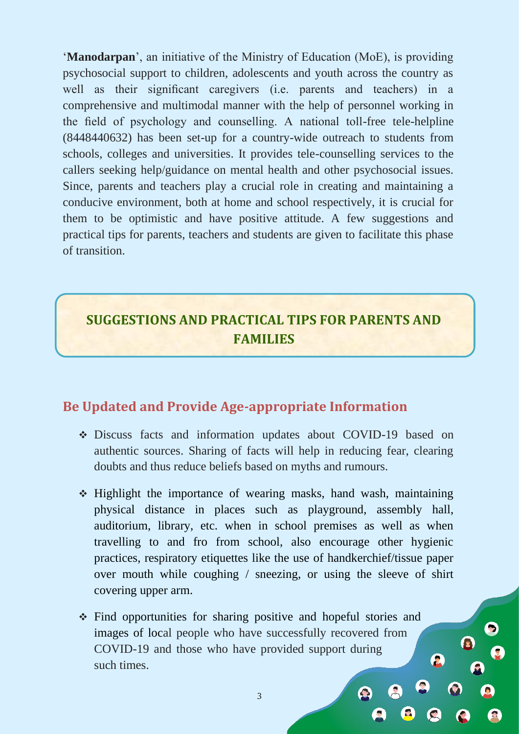'**Manodarpan**', an initiative of the Ministry of Education (MoE), is providing psychosocial support to children, adolescents and youth across the country as well as their significant caregivers (i.e. parents and teachers) in a comprehensive and multimodal manner with the help of personnel working in the field of psychology and counselling. A national toll-free tele-helpline (8448440632) has been set-up for a country-wide outreach to students from schools, colleges and universities. It provides tele-counselling services to the callers seeking help/guidance on mental health and other psychosocial issues. Since, parents and teachers play a crucial role in creating and maintaining a conducive environment, both at home and school respectively, it is crucial for them to be optimistic and have positive attitude. A few suggestions and practical tips for parents, teachers and students are given to facilitate this phase of transition.

## SUGGESTIONS AND PRACTICAL TIPS FOR PARENTS AND FAMILIES

### Be Updated and Provide Age-appropriate Information

- Discuss facts and information updates about COVID-19 based on authentic sources. Sharing of facts will help in reducing fear, clearing doubts and thus reduce beliefs based on myths and rumours.
- Highlight the importance of wearing masks, hand wash, maintaining physical distance in places such as playground, assembly hall, auditorium, library, etc. when in school premises as well as when travelling to and fro from school, also encourage other hygienic practices, respiratory etiquettes like the use of handkerchief/tissue paper over mouth while coughing / sneezing, or using the sleeve of shirt covering upper arm.
- Find opportunities for sharing positive and hopeful stories and images of local people who have successfully recovered from COVID-19 and those who have provided support during such times.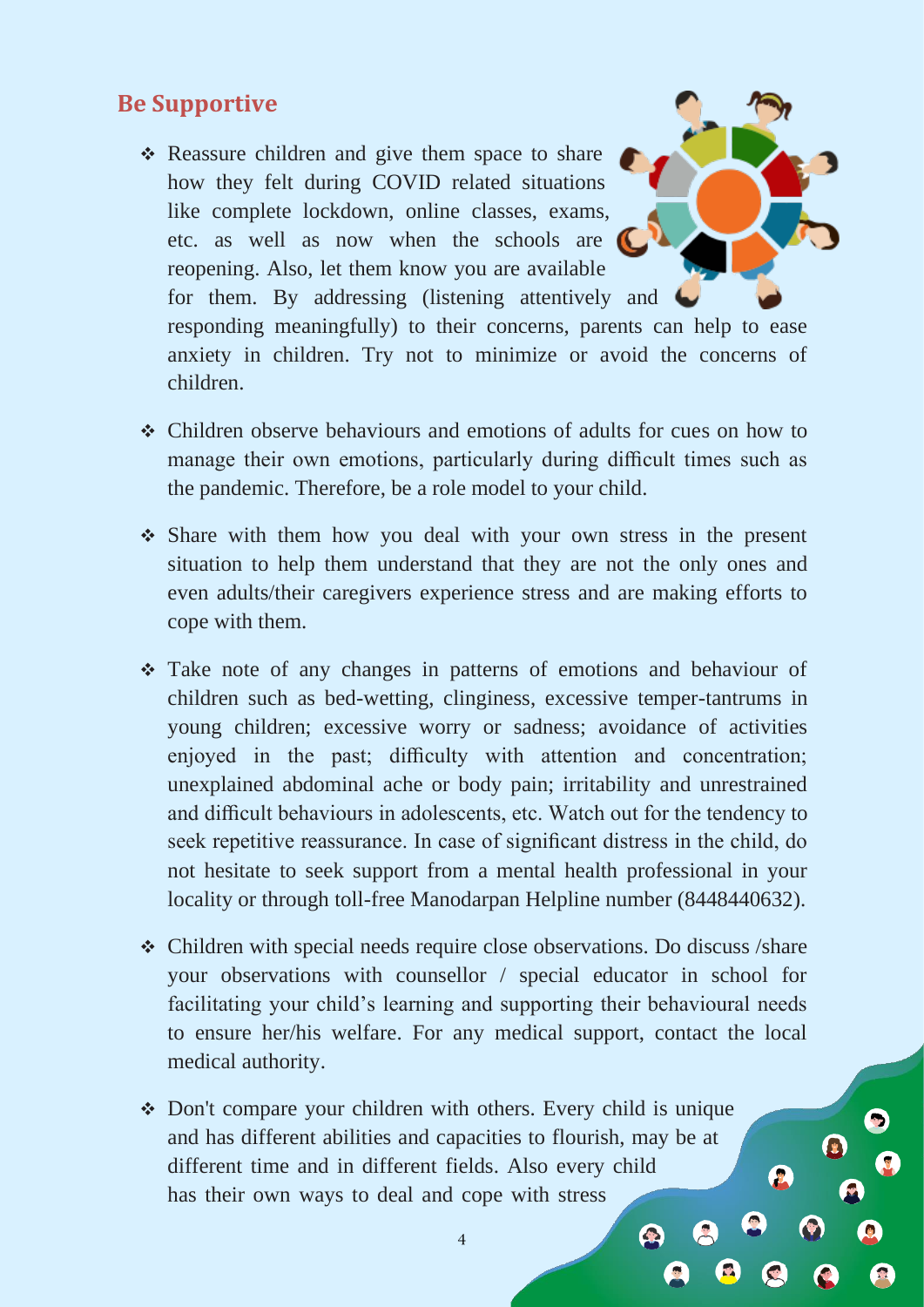## Be Supportive

- Reassure children and give them space to share how they felt during COVID related situations like complete lockdown, online classes, exams, etc. as well as now when the schools are reopening. Also, let them know you are available for them. By addressing (listening attentively and responding meaningfully) to their concerns, parents can help to ease anxiety in children. Try not to minimize or avoid the concerns of children.

- Children observe behaviours and emotions of adults for cues on how to manage their own emotions, particularly during difficult times such as the pandemic. Therefore, be a role model to your child.

- Share with them how you deal with your own stress in the present situation to help them understand that they are not the only ones and even adults/their caregivers experience stress and are making efforts to cope with them.

- Take note of any changes in patterns of emotions and behaviour of children such as bed-wetting, clinginess, excessive temper-tantrums in young children; excessive worry or sadness; avoidance of activities enjoyed in the past; difficulty with attention and concentration; unexplained abdominal ache or body pain; irritability and unrestrained and difficult behaviours in adolescents, etc. Watch out for the tendency to seek repetitive reassurance. In case of significant distress in the child, do not hesitate to seek support from a mental health professional in your locality or through toll-free Manodarpan Helpline number (8448440632).

- Children with special needs require close observations. Do discuss /share your observations with counsellor / special educator in school for facilitating your child's learning and supporting their behavioural needs to ensure her/his welfare. For any medical support, contact the local medical authority.

- Don't compare your children with others. Every child is unique and has different abilities and capacities to flourish, may be at different time and in different fields. Also every child has their own ways to deal and cope with stress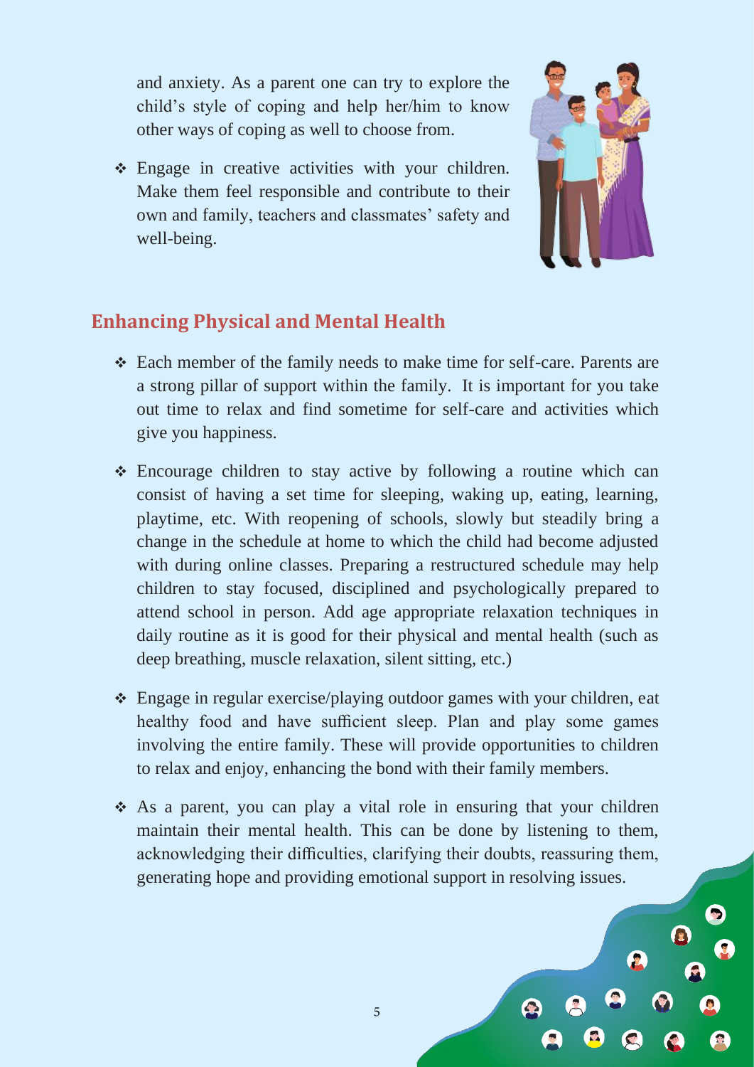and anxiety. As a parent one can try to explore the child's style of coping and help her/him to know other ways of coping as well to choose from.

- Engage in creative activities with your children. Make them feel responsible and contribute to their own and family, teachers and classmates' safety and well-being.

## Enhancing Physical and Mental Health

- Each member of the family needs to make time for self-care. Parents are a strong pillar of support within the family. It is important for you take out time to relax and find sometime for self-care and activities which give you happiness.

- Encourage children to stay active by following a routine which can consist of having a set time for sleeping, waking up, eating, learning, playtime, etc. With reopening of schools, slowly but steadily bring a change in the schedule at home to which the child had become adjusted with during online classes. Preparing a restructured schedule may help children to stay focused, disciplined and psychologically prepared to attend school in person. Add age appropriate relaxation techniques in daily routine as it is good for their physical and mental health (such as deep breathing, muscle relaxation, silent sitting, etc.)

- Engage in regular exercise/playing outdoor games with your children, eat healthy food and have sufficient sleep. Plan and play some games involving the entire family. These will provide opportunities to children to relax and enjoy, enhancing the bond with their family members.

- As a parent, you can play a vital role in ensuring that your children maintain their mental health. This can be done by listening to them, acknowledging their difficulties, clarifying their doubts, reassuring them, generating hope and providing emotional support in resolving issues.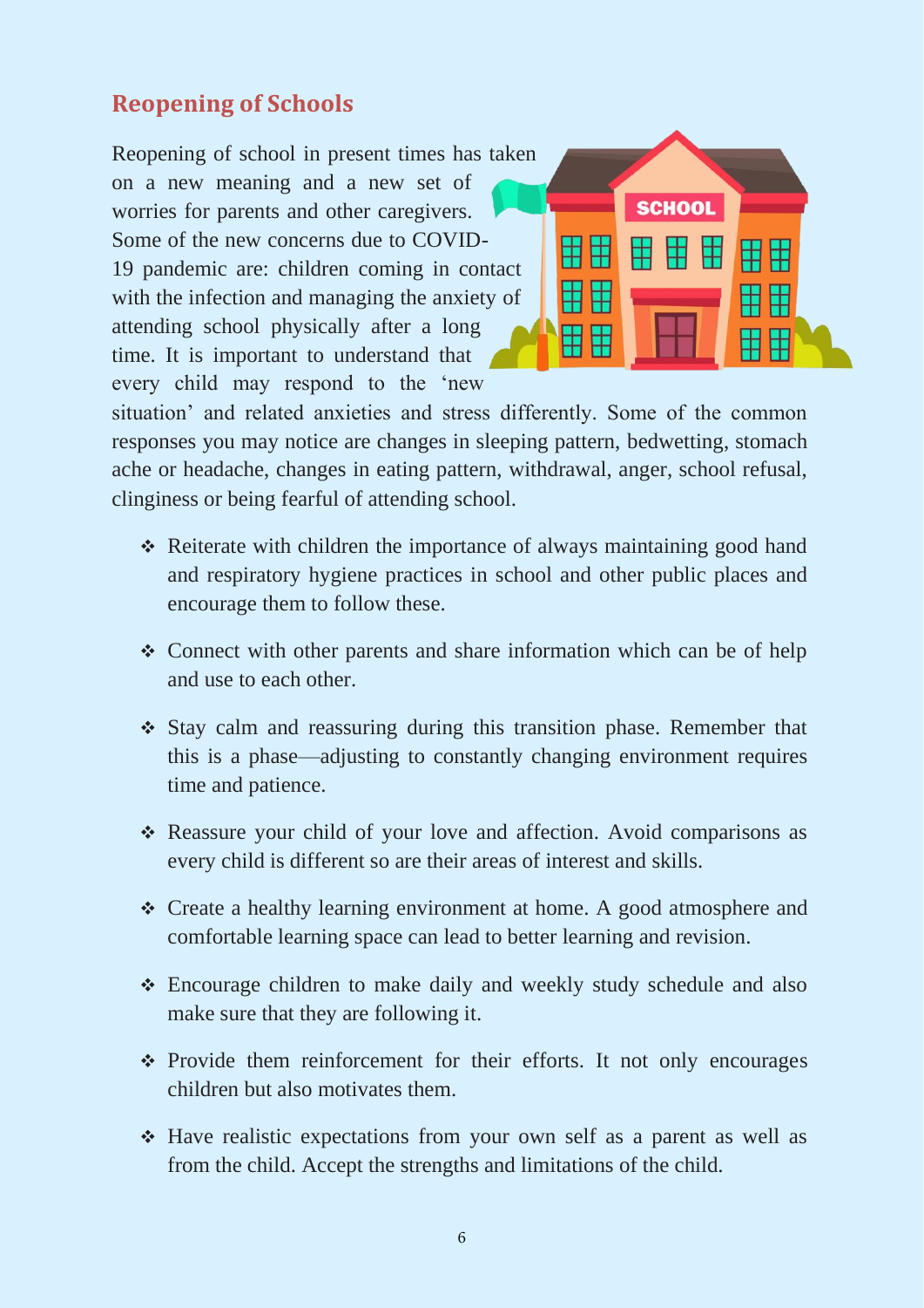## Reopening of Schools

Reopening of school in present times has taken on a new meaning and a new set of worries for parents and other caregivers. Some of the new concerns due to COVID-19 pandemic are: children coming in contact with the infection and managing the anxiety of attending school physically after a long time. It is important to understand that every child may respond to the 'new situation' and related anxieties and stress differently. Some of the common responses you may notice are changes in sleeping pattern, bedwetting, stomach ache or headache, changes in eating pattern, withdrawal, anger, school refusal, clinginess or being fearful of attending school.

- Reiterate with children the importance of always maintaining good hand and respiratory hygiene practices in school and other public places and encourage them to follow these.
- Connect with other parents and share information which can be of help and use to each other.
- Stay calm and reassuring during this transition phase. Remember that this is a phase—adjusting to constantly changing environment requires time and patience.
- Reassure your child of your love and affection. Avoid comparisons as every child is different so are their areas of interest and skills.
- Create a healthy learning environment at home. A good atmosphere and comfortable learning space can lead to better learning and revision.
- Encourage children to make daily and weekly study schedule and also make sure that they are following it.
- Provide them reinforcement for their efforts. It not only encourages children but also motivates them.
- Have realistic expectations from your own self as a parent as well as from the child. Accept the strengths and limitations of the child.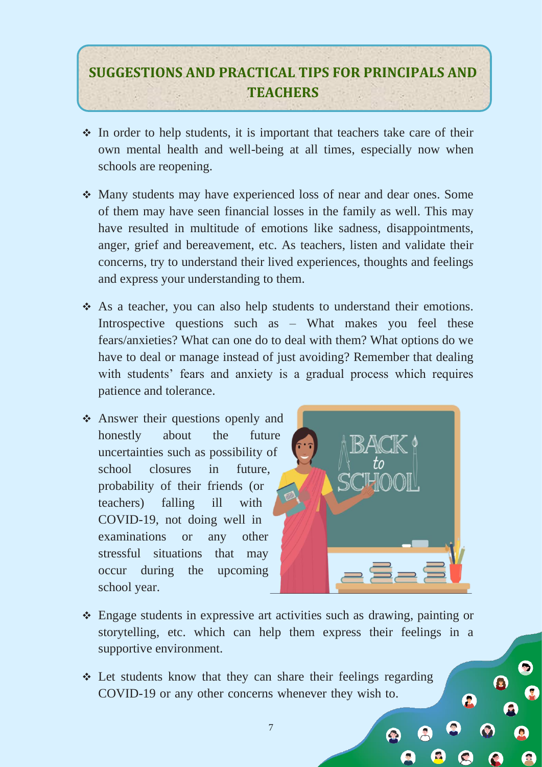## SUGGESTIONS AND PRACTICAL TIPS FOR PRINCIPALS AND TEACHERS

- In order to help students, it is important that teachers take care of their own mental health and well-being at all times, especially now when schools are reopening.
- Many students may have experienced loss of near and dear ones. Some of them may have seen financial losses in the family as well. This may have resulted in multitude of emotions like sadness, disappointments, anger, grief and bereavement, etc. As teachers, listen and validate their concerns, try to understand their lived experiences, thoughts and feelings and express your understanding to them.
- As a teacher, you can also help students to understand their emotions. Introspective questions such as – What makes you feel these fears/anxieties? What can one do to deal with them? What options do we have to deal or manage instead of just avoiding? Remember that dealing with students' fears and anxiety is a gradual process which requires patience and tolerance.
- Answer their questions openly and honestly about the future uncertainties such as possibility of school closures in future, probability of their friends (or teachers) falling ill with COVID-19, not doing well in examinations or any other stressful situations that may occur during the upcoming school year.
- Engage students in expressive art activities such as drawing, painting or storytelling, etc. which can help them express their feelings in a supportive environment.
- Let students know that they can share their feelings regarding COVID-19 or any other concerns whenever they wish to.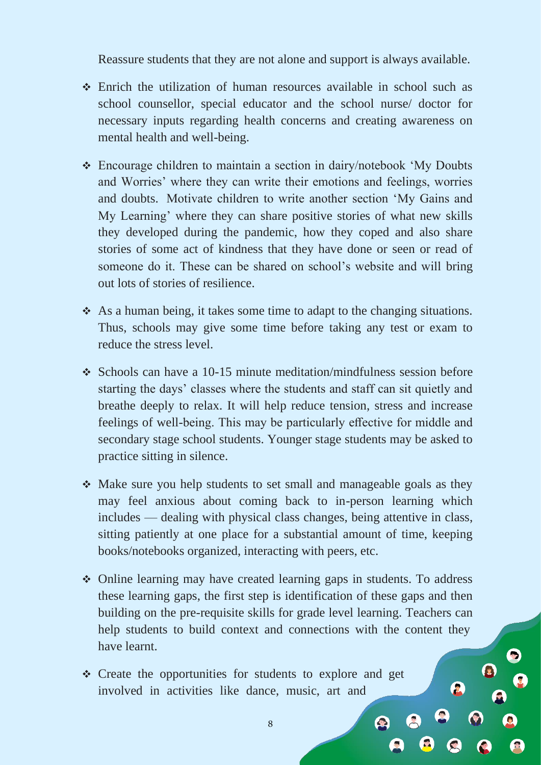Reassure students that they are not alone and support is always available.

- Enrich the utilization of human resources available in school such as school counsellor, special educator and the school nurse/ doctor for necessary inputs regarding health concerns and creating awareness on mental health and well-being.
- Encourage children to maintain a section in dairy/notebook 'My Doubts and Worries' where they can write their emotions and feelings, worries and doubts. Motivate children to write another section 'My Gains and My Learning' where they can share positive stories of what new skills they developed during the pandemic, how they coped and also share stories of some act of kindness that they have done or seen or read of someone do it. These can be shared on school's website and will bring out lots of stories of resilience.
- As a human being, it takes some time to adapt to the changing situations. Thus, schools may give some time before taking any test or exam to reduce the stress level.
- Schools can have a 10-15 minute meditation/mindfulness session before starting the days' classes where the students and staff can sit quietly and breathe deeply to relax. It will help reduce tension, stress and increase feelings of well-being. This may be particularly effective for middle and secondary stage school students. Younger stage students may be asked to practice sitting in silence.
- Make sure you help students to set small and manageable goals as they may feel anxious about coming back to in-person learning which includes — dealing with physical class changes, being attentive in class, sitting patiently at one place for a substantial amount of time, keeping books/notebooks organized, interacting with peers, etc.
- Online learning may have created learning gaps in students. To address these learning gaps, the first step is identification of these gaps and then building on the pre-requisite skills for grade level learning. Teachers can help students to build context and connections with the content they have learnt.
- Create the opportunities for students to explore and get involved in activities like dance, music, art and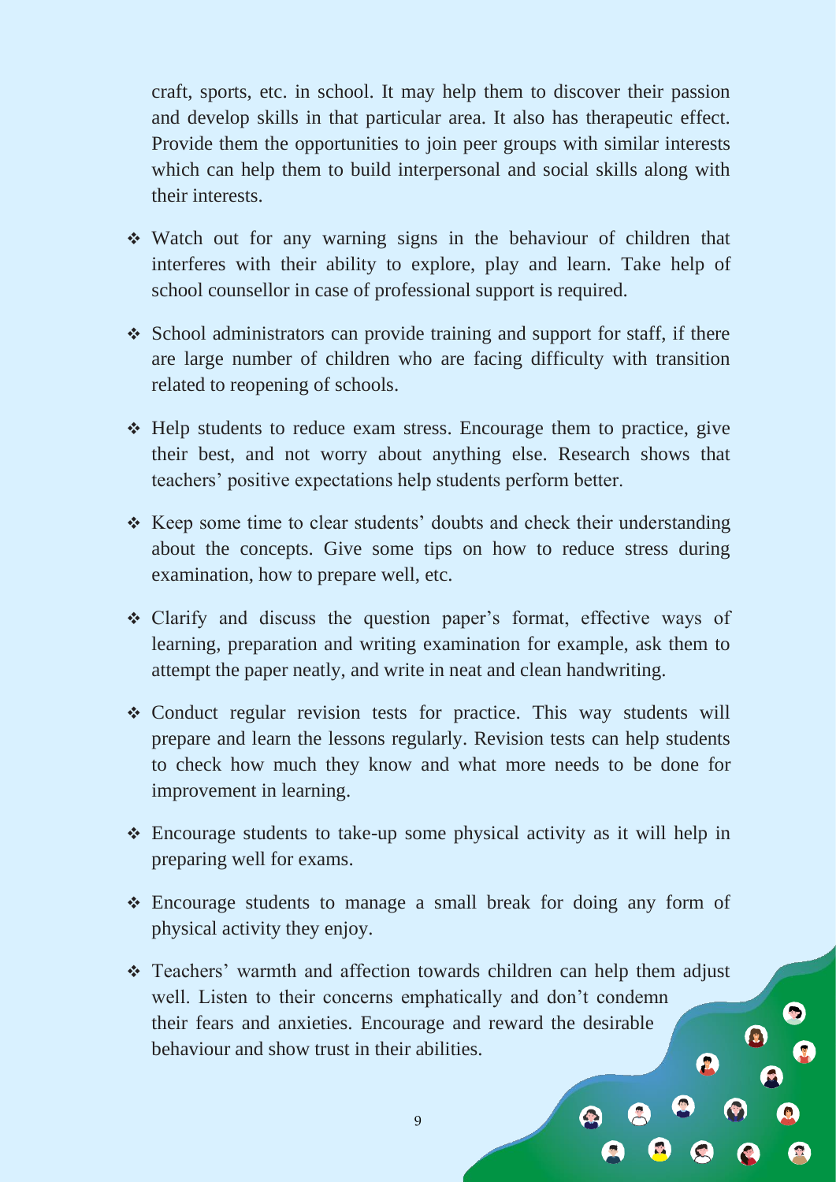craft, sports, etc. in school. It may help them to discover their passion and develop skills in that particular area. It also has therapeutic effect. Provide them the opportunities to join peer groups with similar interests which can help them to build interpersonal and social skills along with their interests.

- Watch out for any warning signs in the behaviour of children that interferes with their ability to explore, play and learn. Take help of school counsellor in case of professional support is required.
- School administrators can provide training and support for staff, if there are large number of children who are facing difficulty with transition related to reopening of schools.
- Help students to reduce exam stress. Encourage them to practice, give their best, and not worry about anything else. Research shows that teachers' positive expectations help students perform better.
- Keep some time to clear students' doubts and check their understanding about the concepts. Give some tips on how to reduce stress during examination, how to prepare well, etc.
- Clarify and discuss the question paper's format, effective ways of learning, preparation and writing examination for example, ask them to attempt the paper neatly, and write in neat and clean handwriting.
- Conduct regular revision tests for practice. This way students will prepare and learn the lessons regularly. Revision tests can help students to check how much they know and what more needs to be done for improvement in learning.
- Encourage students to take-up some physical activity as it will help in preparing well for exams.
- Encourage students to manage a small break for doing any form of physical activity they enjoy.
- Teachers' warmth and affection towards children can help them adjust well. Listen to their concerns emphatically and don't condemn their fears and anxieties. Encourage and reward the desirable behaviour and show trust in their abilities.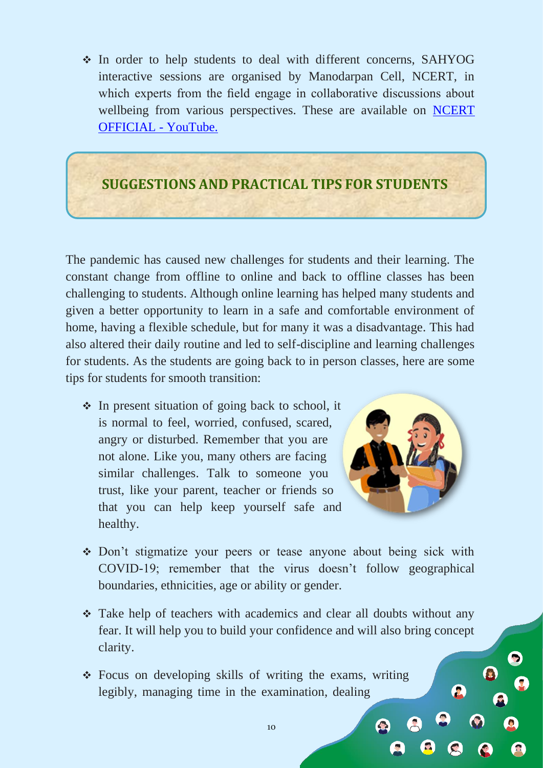- In order to help students to deal with different concerns, SAHYOG interactive sessions are organised by Manodarpan Cell, NCERT, in which experts from the field engage in collaborative discussions about wellbeing from various perspectives. These are available on [NCERT OFFICIAL - YouTube.](#)

## SUGGESTIONS AND PRACTICAL TIPS FOR STUDENTS

The pandemic has caused new challenges for students and their learning. The constant change from offline to online and back to offline classes has been challenging to students. Although online learning has helped many students and given a better opportunity to learn in a safe and comfortable environment of home, having a flexible schedule, but for many it was a disadvantage. This had also altered their daily routine and led to self-discipline and learning challenges for students. As the students are going back to in person classes, here are some tips for students for smooth transition:

- In present situation of going back to school, it is normal to feel, worried, confused, scared, angry or disturbed. Remember that you are not alone. Like you, many others are facing similar challenges. Talk to someone you trust, like your parent, teacher or friends so that you can help keep yourself safe and healthy.
- Don't stigmatize your peers or tease anyone about being sick with COVID-19; remember that the virus doesn't follow geographical boundaries, ethnicities, age or ability or gender.
- Take help of teachers with academics and clear all doubts without any fear. It will help you to build your confidence and will also bring concept clarity.
- Focus on developing skills of writing the exams, writing legibly, managing time in the examination, dealing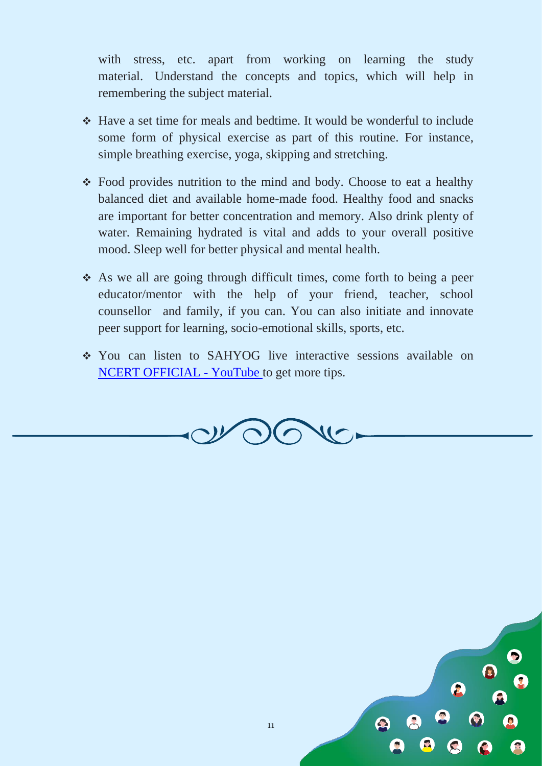with stress, etc. apart from working on learning the study material. Understand the concepts and topics, which will help in remembering the subject material.

- Have a set time for meals and bedtime. It would be wonderful to include some form of physical exercise as part of this routine. For instance, simple breathing exercise, yoga, skipping and stretching.
- Food provides nutrition to the mind and body. Choose to eat a healthy balanced diet and available home-made food. Healthy food and snacks are important for better concentration and memory. Also drink plenty of water. Remaining hydrated is vital and adds to your overall positive mood. Sleep well for better physical and mental health.
- As we all are going through difficult times, come forth to being a peer educator/mentor with the help of your friend, teacher, school counsellor and family, if you can. You can also initiate and innovate peer support for learning, socio-emotional skills, sports, etc.
- You can listen to SAHYOG live interactive sessions available on NCERT OFFICIAL - YouTube to get more tips.